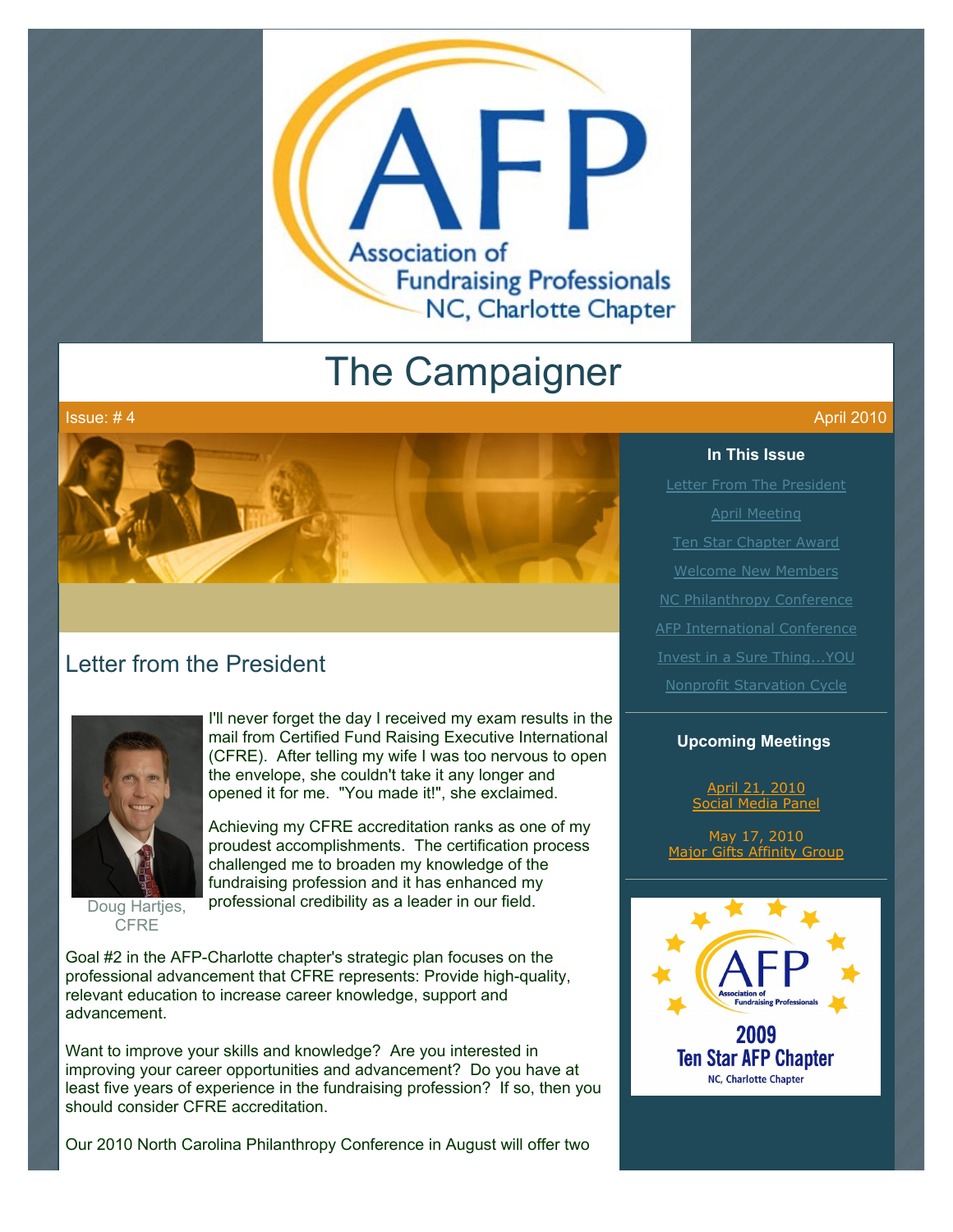Association of Fundraising Professionals NC, Charlotte Chapter

# The Campaigner

Issue: # 4 April 2010

## Letter from the President

Doug Hartjes, CFRE

I'll never forget the day I received my exam results in the mail from Certified Fund Raising Executive International (CFRE). After telling my wife I was too nervous to open the envelope, she couldn't take it any longer and opened it for me. "You made it!", she exclaimed.

Achieving my CFRE accreditation ranks as one of my proudest accomplishments. The certification process challenged me to broaden my knowledge of the fundraising profession and it has enhanced my professional credibility as a leader in our field.

Goal #2 in the AFP-Charlotte chapter's strategic plan focuses on the professional advancement that CFRE represents: Provide high-quality, relevant education to increase career knowledge, support and advancement.

Want to improve your skills and knowledge? Are you interested in improving your career opportunities and advancement? Do you have at least five years of experience in the fundraising profession? If so, then you should consider CFRE accreditation.

Our 2010 North Carolina Philanthropy Conference in August will offer two

### In This Issue

- Letter From The President
- April Meeting
- Ten Star Chapter Award
- Welcome New Members
- NC Philanthropy Conference
- AFP International Conference
- Invest in a Sure Thing...YOU
- Nonprofit Starvation Cycle

### Upcoming Meetings

April 21, 2010
Social Media Panel

May 17, 2010
Major Gifts Affinity Group

AFP Association of Fundraising Professionals
2009 Ten Star AFP Chapter
NC, Charlotte Chapter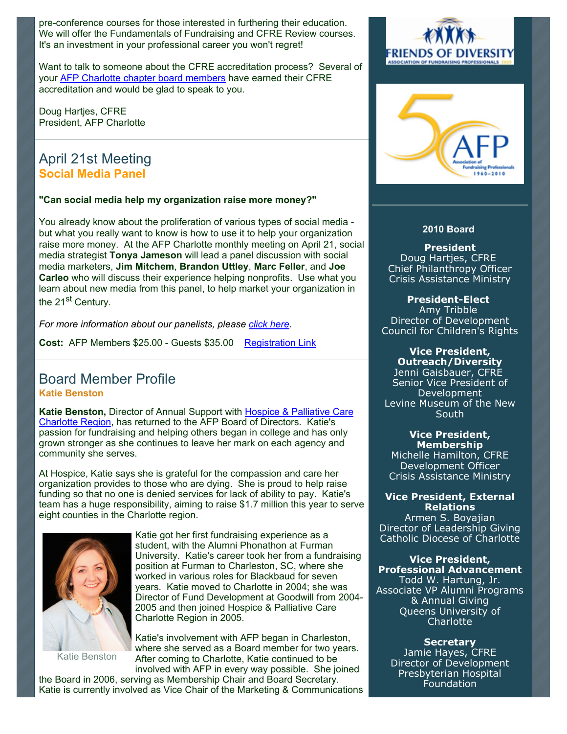pre-conference courses for those interested in furthering their education. We will offer the Fundamentals of Fundraising and CFRE Review courses. It's an investment in your professional career you won't regret!

Want to talk to someone about the CFRE accreditation process? Several of your AFP Charlotte chapter board members have earned their CFRE accreditation and would be glad to speak to you.

Doug Hartjes, CFRE
President, AFP Charlotte

## April 21st Meeting

### Social Media Panel

**"Can social media help my organization raise more money?"**

You already know about the proliferation of various types of social media - but what you really want to know is how to use it to help your organization raise more money. At the AFP Charlotte monthly meeting on April 21, social media strategist **Tonya Jameson** will lead a panel discussion with social media marketers, **Jim Mitchem**, **Brandon Uttley**, **Marc Feller**, and **Joe Carleo** who will discuss their experience helping nonprofits. Use what you learn about new media from this panel, to help market your organization in the 21st Century.

*For more information about our panelists, please click here.*

**Cost:** AFP Members $25.00 - Guests $35.00 Registration Link

## Board Member Profile

### Katie Benston

**Katie Benston,** Director of Annual Support with Hospice & Palliative Care Charlotte Region, has returned to the AFP Board of Directors. Katie's passion for fundraising and helping others began in college and has only grown stronger as she continues to leave her mark on each agency and community she serves.

At Hospice, Katie says she is grateful for the compassion and care her organization provides to those who are dying. She is proud to help raise funding so that no one is denied services for lack of ability to pay. Katie's team has a huge responsibility, aiming to raise $1.7 million this year to serve eight counties in the Charlotte region.

Katie Benston

Katie got her first fundraising experience as a student, with the Alumni Phonathon at Furman University. Katie's career took her from a fundraising position at Furman to Charleston, SC, where she worked in various roles for Blackbaud for seven years. Katie moved to Charlotte in 2004; she was Director of Fund Development at Goodwill from 2004-2005 and then joined Hospice & Palliative Care Charlotte Region in 2005.

Katie's involvement with AFP began in Charleston, where she served as a Board member for two years. After coming to Charlotte, Katie continued to be involved with AFP in every way possible. She joined the Board in 2006, serving as Membership Chair and Board Secretary. Katie is currently involved as Vice Chair of the Marketing & Communications

FRIENDS OF DIVERSITY
ASSOCIATION OF FUNDRAISING PROFESSIONALS 2009

50 AFP
Association of Fundraising Professionals
1960-2010

**2010 Board**

**President**
Doug Hartjes, CFRE
Chief Philanthropy Officer
Crisis Assistance Ministry

**President-Elect**
Amy Tribble
Director of Development
Council for Children's Rights

**Vice President, Outreach/Diversity**
Jenni Gaisbauer, CFRE
Senior Vice President of Development
Levine Museum of the New South

**Vice President, Membership**
Michelle Hamilton, CFRE
Development Officer
Crisis Assistance Ministry

**Vice President, External Relations**
Armen S. Boyajian
Director of Leadership Giving
Catholic Diocese of Charlotte

**Vice President, Professional Advancement**
Todd W. Hartung, Jr.
Associate VP Alumni Programs & Annual Giving
Queens University of Charlotte

**Secretary**
Jamie Hayes, CFRE
Director of Development
Presbyterian Hospital Foundation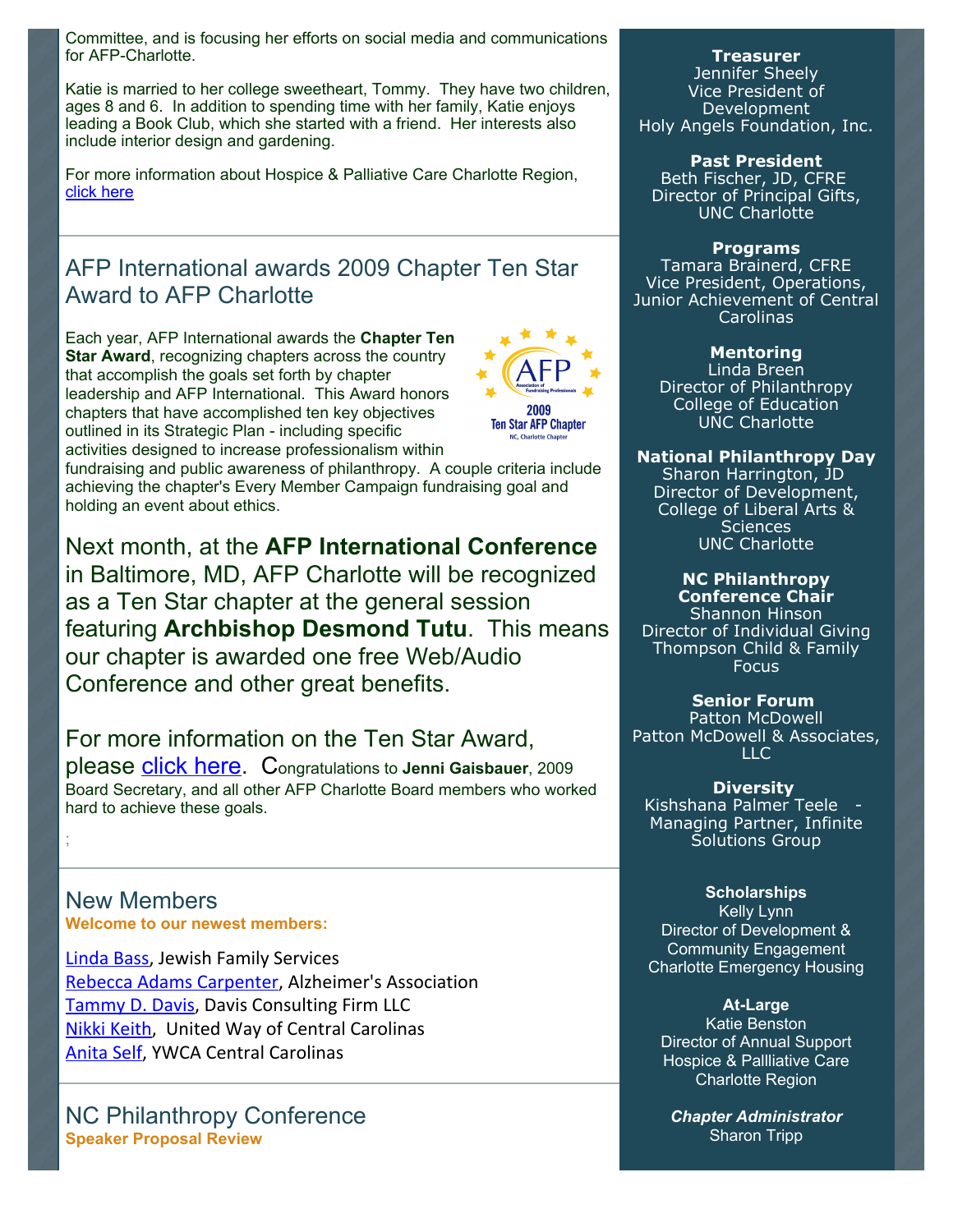Committee, and is focusing her efforts on social media and communications for AFP-Charlotte.

Katie is married to her college sweetheart, Tommy. They have two children, ages 8 and 6. In addition to spending time with her family, Katie enjoys leading a Book Club, which she started with a friend. Her interests also include interior design and gardening.

For more information about Hospice & Palliative Care Charlotte Region, click here

## AFP International awards 2009 Chapter Ten Star Award to AFP Charlotte

Each year, AFP International awards the **Chapter Ten Star Award**, recognizing chapters across the country that accomplish the goals set forth by chapter leadership and AFP International. This Award honors chapters that have accomplished ten key objectives outlined in its Strategic Plan - including specific activities designed to increase professionalism within fundraising and public awareness of philanthropy. A couple criteria include achieving the chapter's Every Member Campaign fundraising goal and holding an event about ethics.

Next month, at the **AFP International Conference** in Baltimore, MD, AFP Charlotte will be recognized as a Ten Star chapter at the general session featuring **Archbishop Desmond Tutu**. This means our chapter is awarded one free Web/Audio Conference and other great benefits.

For more information on the Ten Star Award, please click here. Congratulations to **Jenni Gaisbauer**, 2009 Board Secretary, and all other AFP Charlotte Board members who worked hard to achieve these goals.

;

## New Members

**Welcome to our newest members:**

Linda Bass, Jewish Family Services
Rebecca Adams Carpenter, Alzheimer's Association
Tammy D. Davis, Davis Consulting Firm LLC
Nikki Keith, United Way of Central Carolinas
Anita Self, YWCA Central Carolinas

## NC Philanthropy Conference

**Speaker Proposal Review**

**Treasurer**
Jennifer Sheely
Vice President of Development
Holy Angels Foundation, Inc.

**Past President**
Beth Fischer, JD, CFRE
Director of Principal Gifts,
UNC Charlotte

**Programs**
Tamara Brainerd, CFRE
Vice President, Operations,
Junior Achievement of Central Carolinas

**Mentoring**
Linda Breen
Director of Philanthropy
College of Education
UNC Charlotte

**National Philanthropy Day**
Sharon Harrington, JD
Director of Development,
College of Liberal Arts & Sciences
UNC Charlotte

**NC Philanthropy Conference Chair**
Shannon Hinson
Director of Individual Giving
Thompson Child & Family Focus

**Senior Forum**
Patton McDowell
Patton McDowell & Associates, LLC

**Diversity**
Kishshana Palmer Teele - Managing Partner, Infinite Solutions Group

**Scholarships**
Kelly Lynn
Director of Development & Community Engagement
Charlotte Emergency Housing

**At-Large**
Katie Benston
Director of Annual Support
Hospice & Pallliative Care
Charlotte Region

***Chapter Administrator***
Sharon Tripp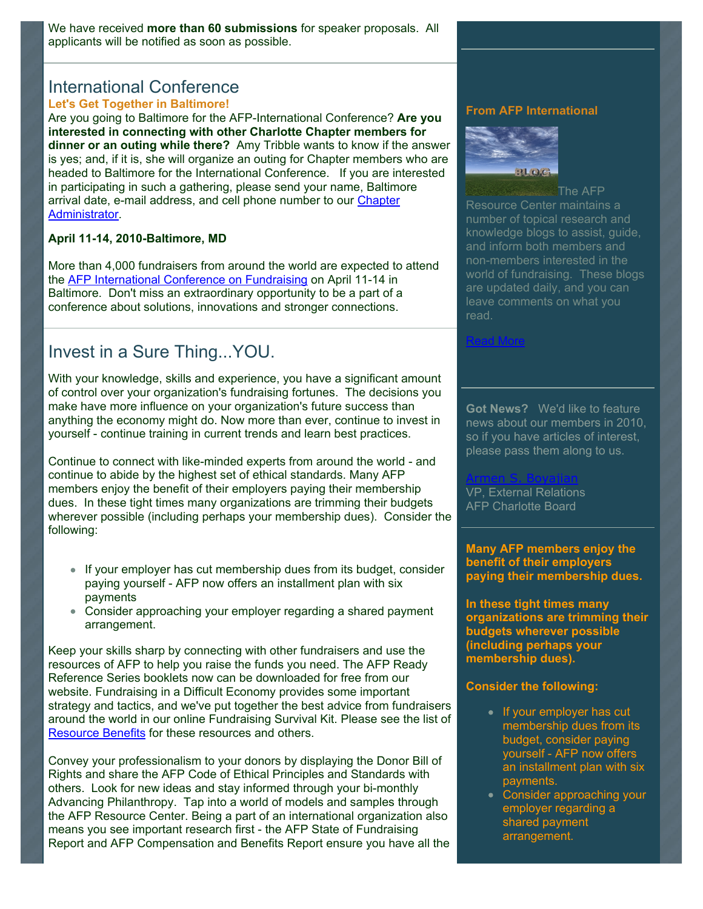We have received **more than 60 submissions** for speaker proposals. All applicants will be notified as soon as possible.

## International Conference

**Let's Get Together in Baltimore!**

Are you going to Baltimore for the AFP-International Conference? **Are you interested in connecting with other Charlotte Chapter members for dinner or an outing while there?** Amy Tribble wants to know if the answer is yes; and, if it is, she will organize an outing for Chapter members who are headed to Baltimore for the International Conference. If you are interested in participating in such a gathering, please send your name, Baltimore arrival date, e-mail address, and cell phone number to our Chapter Administrator.

**April 11-14, 2010-Baltimore, MD**

More than 4,000 fundraisers from around the world are expected to attend the AFP International Conference on Fundraising on April 11-14 in Baltimore. Don't miss an extraordinary opportunity to be a part of a conference about solutions, innovations and stronger connections.

## Invest in a Sure Thing...YOU.

With your knowledge, skills and experience, you have a significant amount of control over your organization's fundraising fortunes. The decisions you make have more influence on your organization's future success than anything the economy might do. Now more than ever, continue to invest in yourself - continue training in current trends and learn best practices.

Continue to connect with like-minded experts from around the world - and continue to abide by the highest set of ethical standards. Many AFP members enjoy the benefit of their employers paying their membership dues. In these tight times many organizations are trimming their budgets wherever possible (including perhaps your membership dues). Consider the following:

- If your employer has cut membership dues from its budget, consider paying yourself - AFP now offers an installment plan with six payments
- Consider approaching your employer regarding a shared payment arrangement.

Keep your skills sharp by connecting with other fundraisers and use the resources of AFP to help you raise the funds you need. The AFP Ready Reference Series booklets now can be downloaded for free from our website. Fundraising in a Difficult Economy provides some important strategy and tactics, and we've put together the best advice from fundraisers around the world in our online Fundraising Survival Kit. Please see the list of Resource Benefits for these resources and others.

Convey your professionalism to your donors by displaying the Donor Bill of Rights and share the AFP Code of Ethical Principles and Standards with others. Look for new ideas and stay informed through your bi-monthly Advancing Philanthropy. Tap into a world of models and samples through the AFP Resource Center. Being a part of an international organization also means you see important research first - the AFP State of Fundraising Report and AFP Compensation and Benefits Report ensure you have all the

### From AFP International

The AFP Resource Center maintains a number of topical research and knowledge blogs to assist, guide, and inform both members and non-members interested in the world of fundraising. These blogs are updated daily, and you can leave comments on what you read.

Read More

**Got News?** We'd like to feature news about our members in 2010, so if you have articles of interest, please pass them along to us.

Armen S. Boyajian
VP, External Relations
AFP Charlotte Board

**Many AFP members enjoy the benefit of their employers paying their membership dues.**

**In these tight times many organizations are trimming their budgets wherever possible (including perhaps your membership dues).**

**Consider the following:**

- If your employer has cut membership dues from its budget, consider paying yourself - AFP now offers an installment plan with six payments.
- Consider approaching your employer regarding a shared payment arrangement.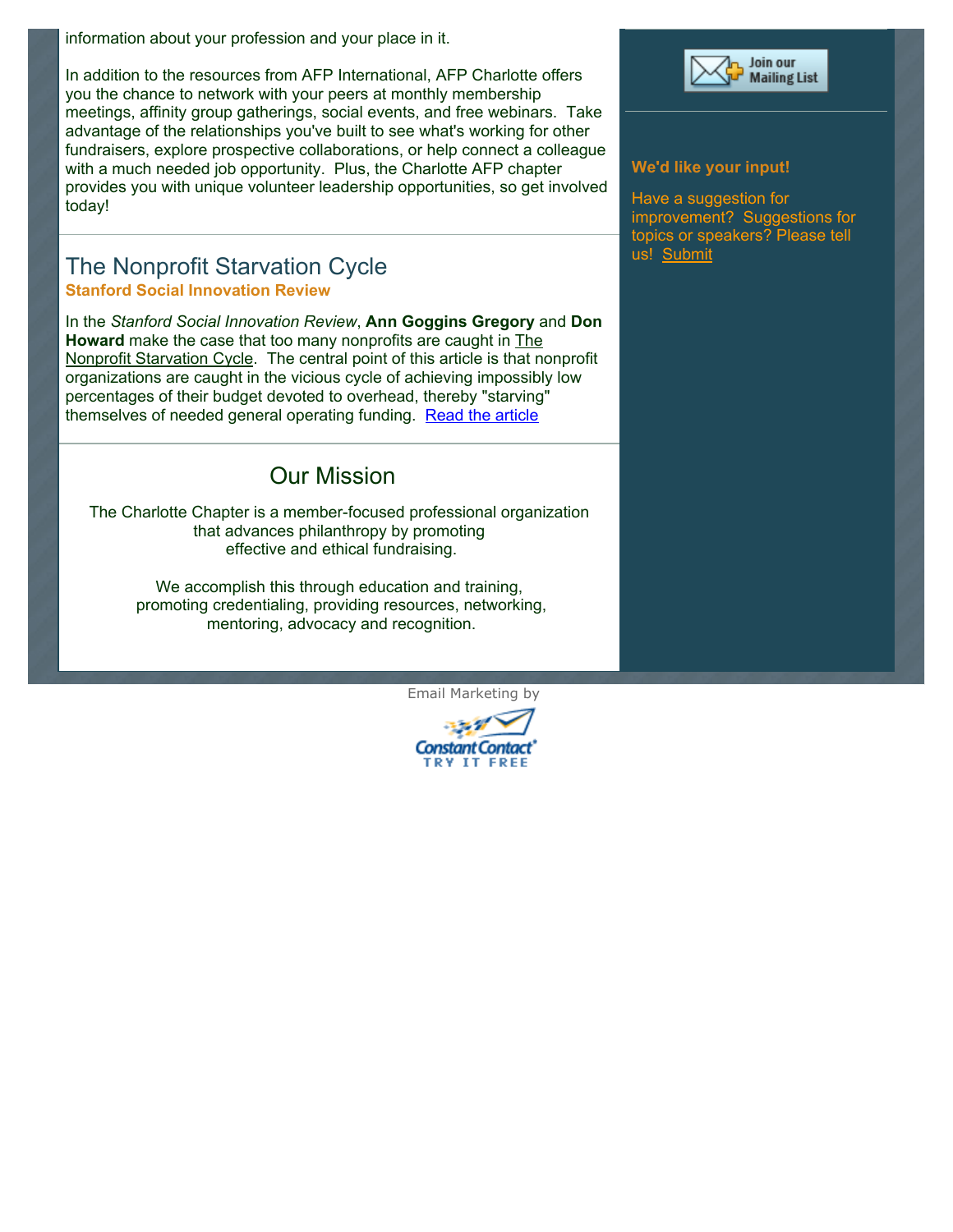information about your profession and your place in it.

In addition to the resources from AFP International, AFP Charlotte offers you the chance to network with your peers at monthly membership meetings, affinity group gatherings, social events, and free webinars. Take advantage of the relationships you've built to see what's working for other fundraisers, explore prospective collaborations, or help connect a colleague with a much needed job opportunity. Plus, the Charlotte AFP chapter provides you with unique volunteer leadership opportunities, so get involved today!

## The Nonprofit Starvation Cycle

**Stanford Social Innovation Review**

In the *Stanford Social Innovation Review*, **Ann Goggins Gregory** and **Don Howard** make the case that too many nonprofits are caught in The Nonprofit Starvation Cycle. The central point of this article is that nonprofit organizations are caught in the vicious cycle of achieving impossibly low percentages of their budget devoted to overhead, thereby "starving" themselves of needed general operating funding. Read the article

## Our Mission

The Charlotte Chapter is a member-focused professional organization that advances philanthropy by promoting effective and ethical fundraising.

We accomplish this through education and training, promoting credentialing, providing resources, networking, mentoring, advocacy and recognition.

Join our Mailing List

**We'd like your input!**

Have a suggestion for improvement? Suggestions for topics or speakers? Please tell us! Submit

Email Marketing by

Constant Contact
TRY IT FREE